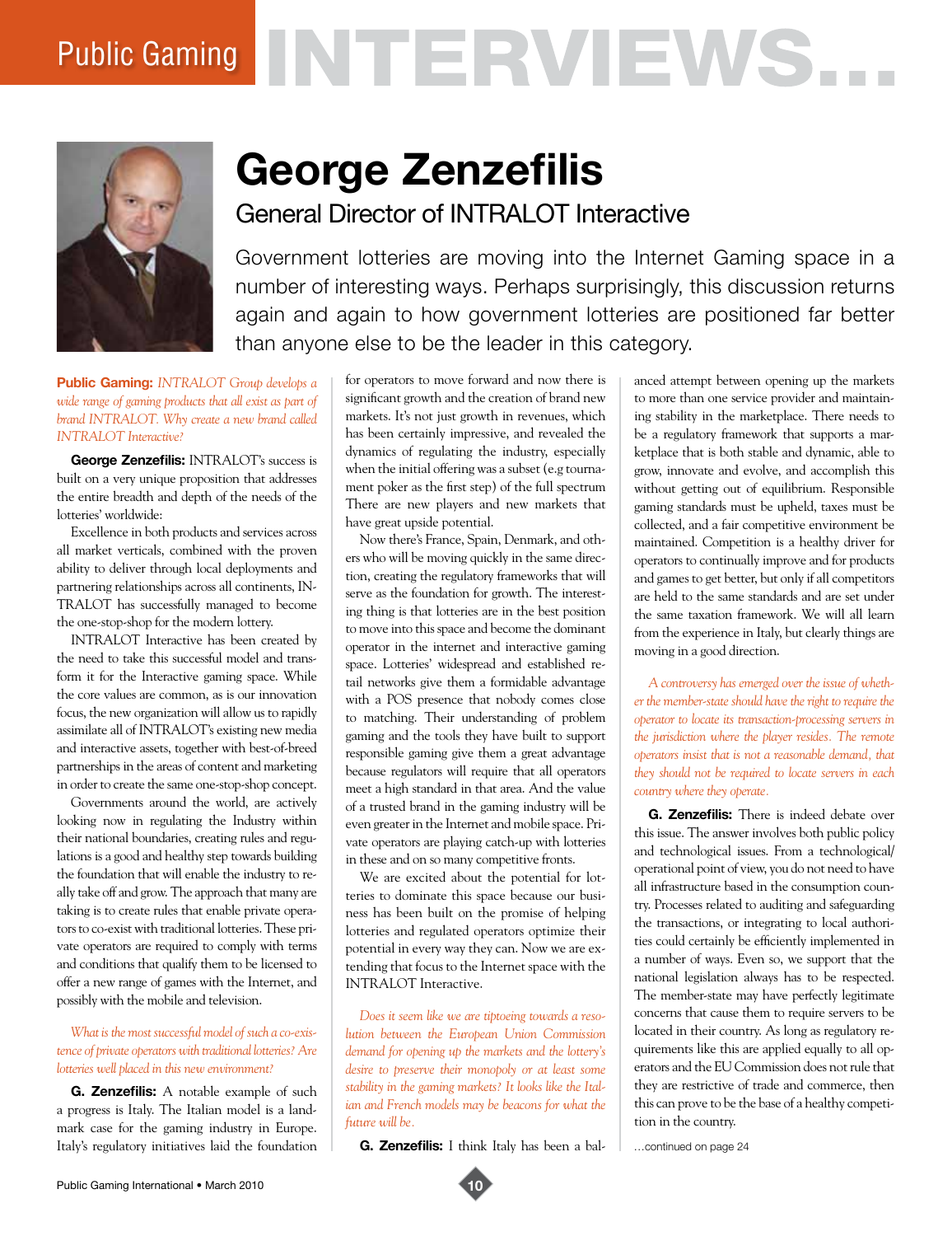# Public Gaming INTERVIEWS...

# George Zenzefilis

## General Director of INTRALOT Interactive

Government lotteries are moving into the Internet Gaming space in a number of interesting ways. Perhaps surprisingly, this discussion returns again and again to how government lotteries are positioned far better than anyone else to be the leader in this category.

**Public Gaming:** *INTRALOT Group develops a wide range of gaming products that all exist as part of brand INTRALOT. Why create a new brand called INTRALOT Interactive?*

**George Zenzefilis:** INTRALOT's success is built on a very unique proposition that addresses the entire breadth and depth of the needs of the lotteries' worldwide:

Excellence in both products and services across all market verticals, combined with the proven ability to deliver through local deployments and partnering relationships across all continents, INTRALOT has successfully managed to become the one-stop-shop for the modern lottery.

INTRALOT Interactive has been created by the need to take this successful model and transform it for the Interactive gaming space. While the core values are common, as is our innovation focus, the new organization will allow us to rapidly assimilate all of INTRALOT's existing new media and interactive assets, together with best-of-breed partnerships in the areas of content and marketing in order to create the same one-stop-shop concept.

Governments around the world, are actively looking now in regulating the Industry within their national boundaries, creating rules and regulations is a good and healthy step towards building the foundation that will enable the industry to really take off and grow. The approach that many are taking is to create rules that enable private operators to co-exist with traditional lotteries. These private operators are required to comply with terms and conditions that qualify them to be licensed to offer a new range of games with the Internet, and possibly with the mobile and television.

*What is the most successful model of such a co-existence of private operators with traditional lotteries? Are lotteries well placed in this new environment?*

**G. Zenzefilis:** A notable example of such a progress is Italy. The Italian model is a landmark case for the gaming industry in Europe. Italy's regulatory initiatives laid the foundation for operators to move forward and now there is significant growth and the creation of brand new markets. It's not just growth in revenues, which has been certainly impressive, and revealed the dynamics of regulating the industry, especially when the initial offering was a subset (e.g tournament poker as the first step) of the full spectrum There are new players and new markets that have great upside potential.

Now there's France, Spain, Denmark, and others who will be moving quickly in the same direction, creating the regulatory frameworks that will serve as the foundation for growth. The interesting thing is that lotteries are in the best position to move into this space and become the dominant operator in the internet and interactive gaming space. Lotteries' widespread and established retail networks give them a formidable advantage with a POS presence that nobody comes close to matching. Their understanding of problem gaming and the tools they have built to support responsible gaming give them a great advantage because regulators will require that all operators meet a high standard in that area. And the value of a trusted brand in the gaming industry will be even greater in the Internet and mobile space. Private operators are playing catch-up with lotteries in these and on so many competitive fronts.

We are excited about the potential for lotteries to dominate this space because our business has been built on the promise of helping lotteries and regulated operators optimize their potential in every way they can. Now we are extending that focus to the Internet space with the INTRALOT Interactive.

*Does it seem like we are tiptoeing towards a resolution between the European Union Commission demand for opening up the markets and the lottery's desire to preserve their monopoly or at least some stability in the gaming markets? It looks like the Italian and French models may be beacons for what the future will be.*

**G. Zenzefilis:** I think Italy has been a balanced attempt between opening up the markets to more than one service provider and maintaining stability in the marketplace. There needs to be a regulatory framework that supports a marketplace that is both stable and dynamic, able to grow, innovate and evolve, and accomplish this without getting out of equilibrium. Responsible gaming standards must be upheld, taxes must be collected, and a fair competitive environment be maintained. Competition is a healthy driver for operators to continually improve and for products and games to get better, but only if all competitors are held to the same standards and are set under the same taxation framework. We will all learn from the experience in Italy, but clearly things are moving in a good direction.

*A controversy has emerged over the issue of whether the member-state should have the right to require the operator to locate its transaction-processing servers in the jurisdiction where the player resides. The remote operators insist that is not a reasonable demand, that they should not be required to locate servers in each country where they operate.*

**G. Zenzefilis:** There is indeed debate over this issue. The answer involves both public policy and technological issues. From a technological/operational point of view, you do not need to have all infrastructure based in the consumption country. Processes related to auditing and safeguarding the transactions, or integrating to local authorities could certainly be efficiently implemented in a number of ways. Even so, we support that the national legislation always has to be respected. The member-state may have perfectly legitimate concerns that cause them to require servers to be located in their country. As long as regulatory requirements like this are applied equally to all operators and the EU Commission does not rule that they are restrictive of trade and commerce, then this can prove to be the base of a healthy competition in the country.

...continued on page 24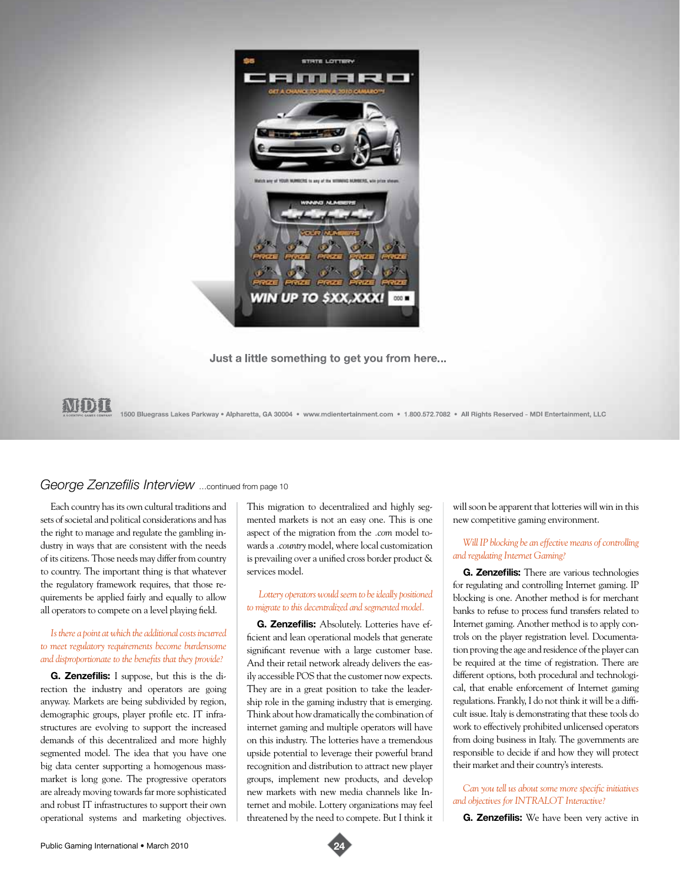Just a little something to get you from here...

1500 Bluegrass Lakes Parkway • Alpharetta, GA 30004 • www.mdientertainment.com • 1.800.572.7082 • All Rights Reserved - MDI Entertainment, LLC

## George Zenzefilis Interview ...continued from page 10

Each country has its own cultural traditions and sets of societal and political considerations and has the right to manage and regulate the gambling industry in ways that are consistent with the needs of its citizens. Those needs may differ from country to country. The important thing is that whatever the regulatory framework requires, that those requirements be applied fairly and equally to allow all operators to compete on a level playing field.

*Is there a point at which the additional costs incurred to meet regulatory requirements become burdensome and disproportionate to the benefits that they provide?*

**G. Zenzefilis:** I suppose, but this is the direction the industry and operators are going anyway. Markets are being subdivided by region, demographic groups, player profile etc. IT infrastructures are evolving to support the increased demands of this decentralized and more highly segmented model. The idea that you have one big data center supporting a homogenous mass-market is long gone. The progressive operators are already moving towards far more sophisticated and robust IT infrastructures to support their own operational systems and marketing objectives. This migration to decentralized and highly segmented markets is not an easy one. This is one aspect of the migration from the *.com* model towards a *.country* model, where local customization is prevailing over a unified cross border product & services model.

*Lottery operators would seem to be ideally positioned to migrate to this decentralized and segmented model.*

**G. Zenzefilis:** Absolutely. Lotteries have efficient and lean operational models that generate significant revenue with a large customer base. And their retail network already delivers the easily accessible POS that the customer now expects. They are in a great position to take the leadership role in the gaming industry that is emerging. Think about how dramatically the combination of internet gaming and multiple operators will have on this industry. The lotteries have a tremendous upside potential to leverage their powerful brand recognition and distribution to attract new player groups, implement new products, and develop new markets with new media channels like Internet and mobile. Lottery organizations may feel threatened by the need to compete. But I think it will soon be apparent that lotteries will win in this new competitive gaming environment.

*Will IP blocking be an effective means of controlling and regulating Internet Gaming?*

**G. Zenzefilis:** There are various technologies for regulating and controlling Internet gaming. IP blocking is one. Another method is for merchant banks to refuse to process fund transfers related to Internet gaming. Another method is to apply controls on the player registration level. Documentation proving the age and residence of the player can be required at the time of registration. There are different options, both procedural and technological, that enable enforcement of Internet gaming regulations. Frankly, I do not think it will be a difficult issue. Italy is demonstrating that these tools do work to effectively prohibited unlicensed operators from doing business in Italy. The governments are responsible to decide if and how they will protect their market and their country's interests.

*Can you tell us about some more specific initiatives and objectives for INTRALOT Interactive?*

**G. Zenzefilis:** We have been very active in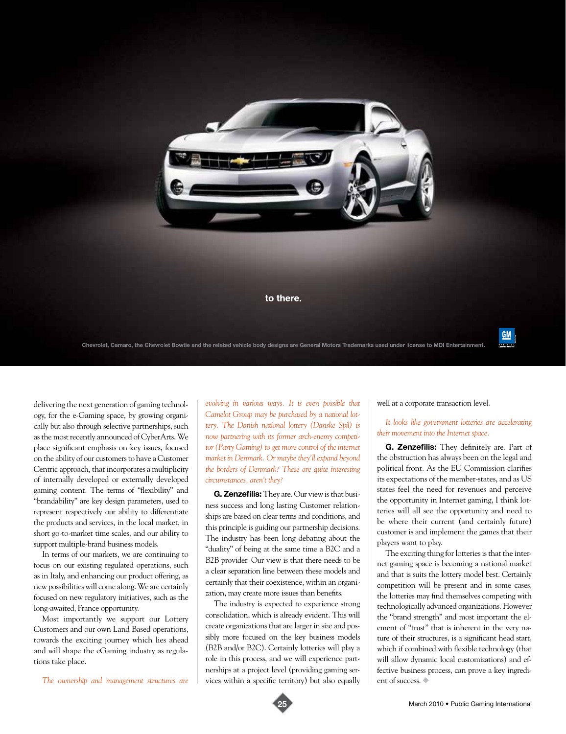to there.

Chevrolet, Camaro, the Chevrolet Bowtie and the related vehicle body designs are General Motors Trademarks used under license to MDI Entertainment.

delivering the next generation of gaming technology, for the e-Gaming space, by growing organically but also through selective partnerships, such as the most recently announced of CyberArts. We place significant emphasis on key issues, focused on the ability of our customers to have a Customer Centric approach, that incorporates a multiplicity of internally developed or externally developed gaming content. The terms of "flexibility" and "brandability" are key design parameters, used to represent respectively our ability to differentiate the products and services, in the local market, in short go-to-market time scales, and our ability to support multiple-brand business models.

In terms of our markets, we are continuing to focus on our existing regulated operations, such as in Italy, and enhancing our product offering, as new possibilities will come along. We are certainly focused on new regulatory initiatives, such as the long-awaited, France opportunity.

Most importantly we support our Lottery Customers and our own Land Based operations, towards the exciting journey which lies ahead and will shape the eGaming industry as regulations take place.

*The ownership and management structures are evolving in various ways. It is even possible that Camelot Group may be purchased by a national lottery. The Danish national lottery (Danske Spil) is now partnering with its former arch-enemy competitor (Party Gaming) to get more control of the internet market in Denmark. Or maybe they'll expand beyond the borders of Denmark? These are quite interesting circumstances, aren't they?*

**G. Zenzefilis:** They are. Our view is that business success and long lasting Customer relationships are based on clear terms and conditions, and this principle is guiding our partnership decisions. The industry has been long debating about the "duality" of being at the same time a B2C and a B2B provider. Our view is that there needs to be a clear separation line between these models and certainly that their coexistence, within an organization, may create more issues than benefits.

The industry is expected to experience strong consolidation, which is already evident. This will create organizations that are larger in size and possibly more focused on the key business models (B2B and/or B2C). Certainly lotteries will play a role in this process, and we will experience partnerships at a project level (providing gaming services within a specific territory) but also equally well at a corporate transaction level.

*It looks like government lotteries are accelerating their movement into the Internet space.*

**G. Zenzefilis:** They definitely are. Part of the obstruction has always been on the legal and political front. As the EU Commission clarifies its expectations of the member-states, and as US states feel the need for revenues and perceive the opportunity in Internet gaming, I think lotteries will all see the opportunity and need to be where their current (and certainly future) customer is and implement the games that their players want to play.

The exciting thing for lotteries is that the internet gaming space is becoming a national market and that is suits the lottery model best. Certainly competition will be present and in some cases, the lotteries may find themselves competing with technologically advanced organizations. However the "brand strength" and most important the element of "trust" that is inherent in the very nature of their structures, is a significant head start, which if combined with flexible technology (that will allow dynamic local customizations) and effective business process, can prove a key ingredient of success. ◆